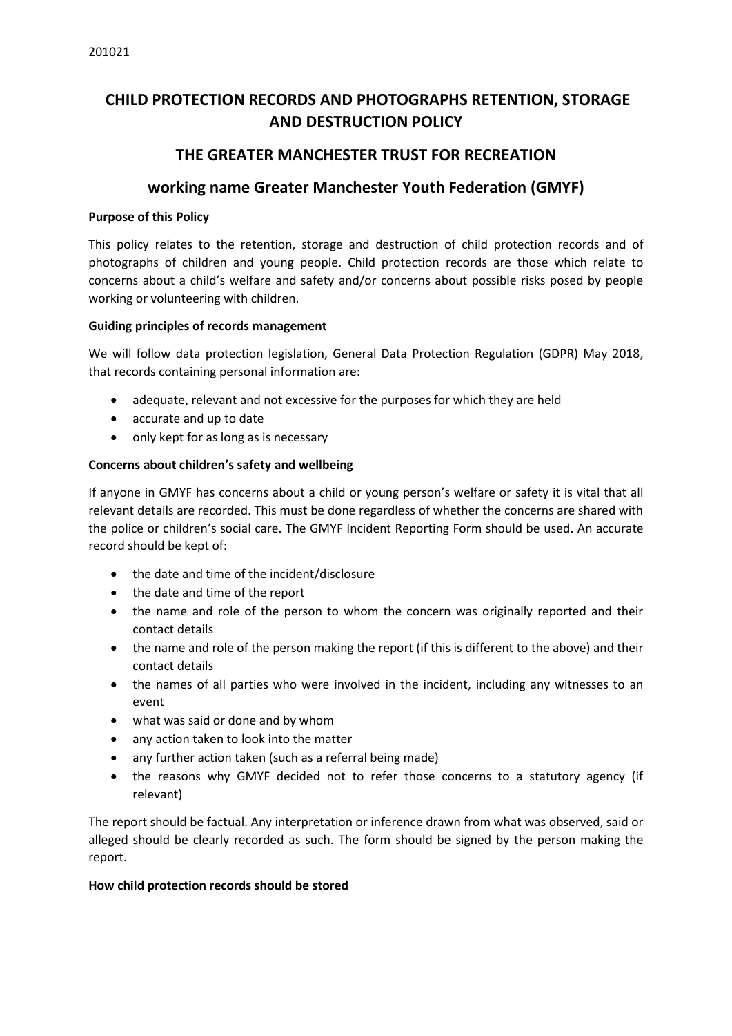201021

# CHILD PROTECTION RECORDS AND PHOTOGRAPHS RETENTION, STORAGE AND DESTRUCTION POLICY

## THE GREATER MANCHESTER TRUST FOR RECREATION

## working name Greater Manchester Youth Federation (GMYF)

**Purpose of this Policy**

This policy relates to the retention, storage and destruction of child protection records and of photographs of children and young people. Child protection records are those which relate to concerns about a child's welfare and safety and/or concerns about possible risks posed by people working or volunteering with children.

**Guiding principles of records management**

We will follow data protection legislation, General Data Protection Regulation (GDPR) May 2018, that records containing personal information are:

- adequate, relevant and not excessive for the purposes for which they are held
- accurate and up to date
- only kept for as long as is necessary

**Concerns about children's safety and wellbeing**

If anyone in GMYF has concerns about a child or young person's welfare or safety it is vital that all relevant details are recorded. This must be done regardless of whether the concerns are shared with the police or children's social care. The GMYF Incident Reporting Form should be used. An accurate record should be kept of:

- the date and time of the incident/disclosure
- the date and time of the report
- the name and role of the person to whom the concern was originally reported and their contact details
- the name and role of the person making the report (if this is different to the above) and their contact details
- the names of all parties who were involved in the incident, including any witnesses to an event
- what was said or done and by whom
- any action taken to look into the matter
- any further action taken (such as a referral being made)
- the reasons why GMYF decided not to refer those concerns to a statutory agency (if relevant)

The report should be factual. Any interpretation or inference drawn from what was observed, said or alleged should be clearly recorded as such. The form should be signed by the person making the report.

**How child protection records should be stored**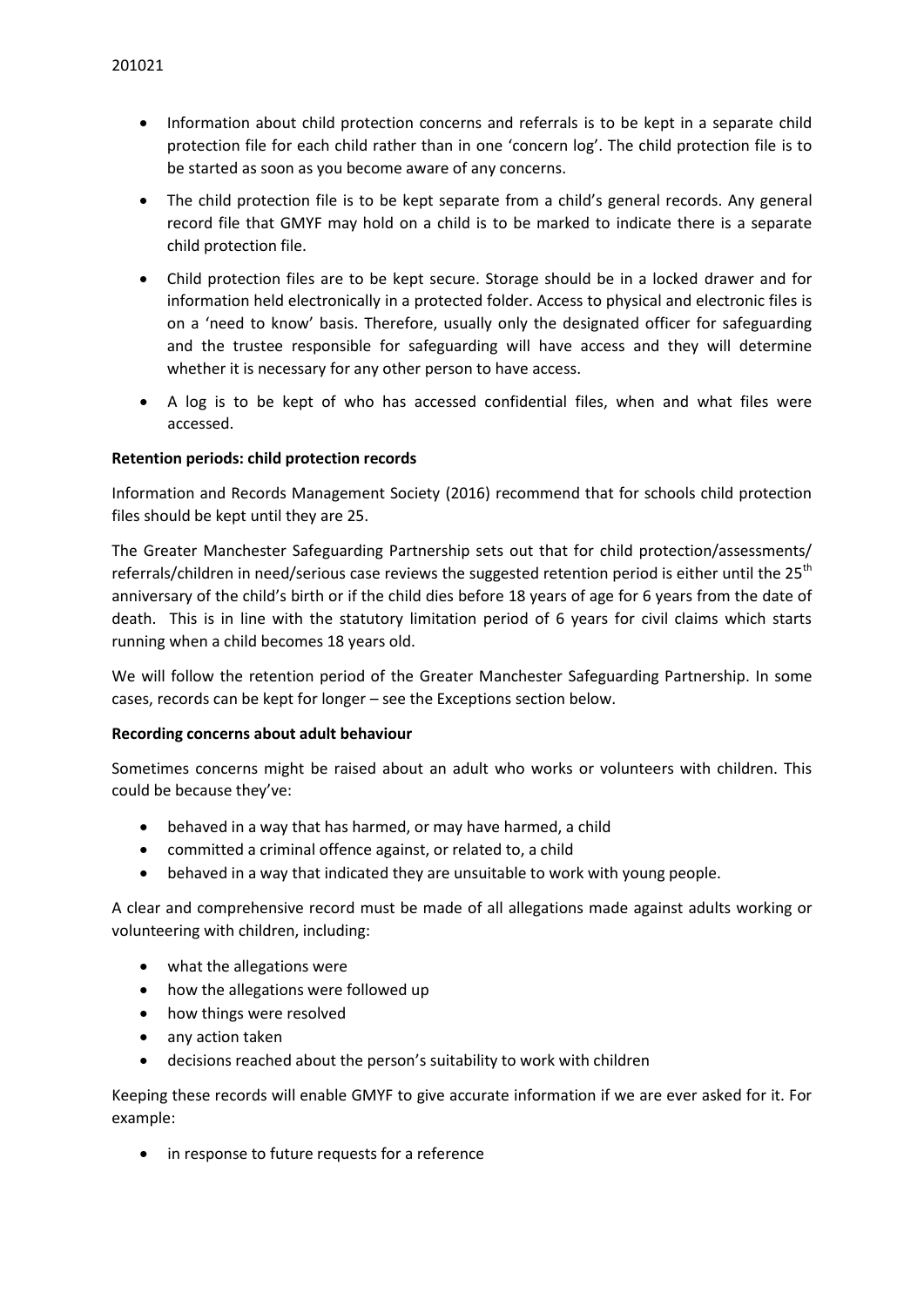- Information about child protection concerns and referrals is to be kept in a separate child protection file for each child rather than in one 'concern log'. The child protection file is to be started as soon as you become aware of any concerns.
- The child protection file is to be kept separate from a child's general records. Any general record file that GMYF may hold on a child is to be marked to indicate there is a separate child protection file.
- Child protection files are to be kept secure. Storage should be in a locked drawer and for information held electronically in a protected folder. Access to physical and electronic files is on a 'need to know' basis. Therefore, usually only the designated officer for safeguarding and the trustee responsible for safeguarding will have access and they will determine whether it is necessary for any other person to have access.
- A log is to be kept of who has accessed confidential files, when and what files were accessed.

**Retention periods: child protection records**

Information and Records Management Society (2016) recommend that for schools child protection files should be kept until they are 25.

The Greater Manchester Safeguarding Partnership sets out that for child protection/assessments/ referrals/children in need/serious case reviews the suggested retention period is either until the 25th anniversary of the child's birth or if the child dies before 18 years of age for 6 years from the date of death. This is in line with the statutory limitation period of 6 years for civil claims which starts running when a child becomes 18 years old.

We will follow the retention period of the Greater Manchester Safeguarding Partnership. In some cases, records can be kept for longer – see the Exceptions section below.

**Recording concerns about adult behaviour**

Sometimes concerns might be raised about an adult who works or volunteers with children. This could be because they've:

- behaved in a way that has harmed, or may have harmed, a child
- committed a criminal offence against, or related to, a child
- behaved in a way that indicated they are unsuitable to work with young people.

A clear and comprehensive record must be made of all allegations made against adults working or volunteering with children, including:

- what the allegations were
- how the allegations were followed up
- how things were resolved
- any action taken
- decisions reached about the person's suitability to work with children

Keeping these records will enable GMYF to give accurate information if we are ever asked for it. For example:

- in response to future requests for a reference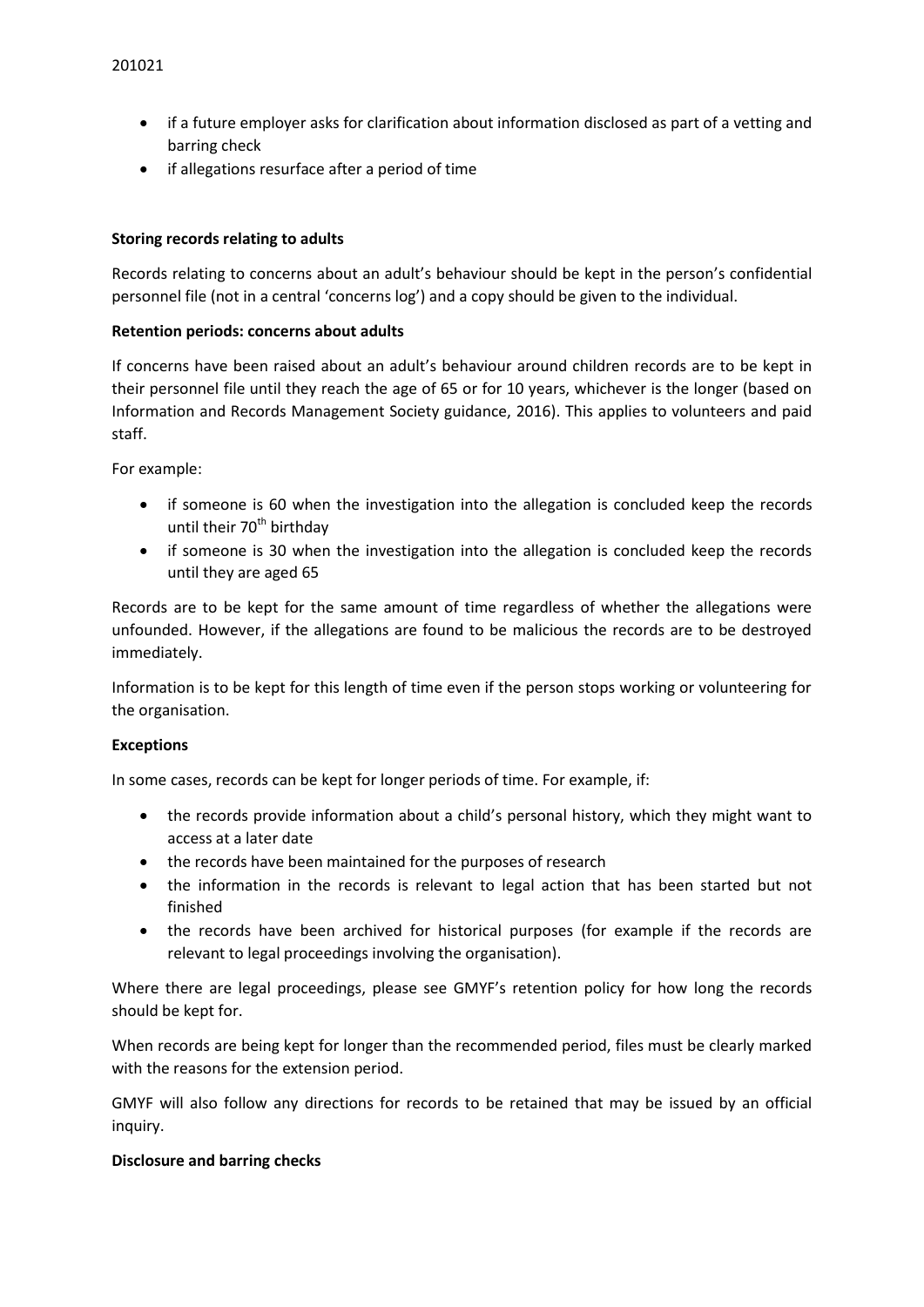- if a future employer asks for clarification about information disclosed as part of a vetting and barring check
- if allegations resurface after a period of time

**Storing records relating to adults**

Records relating to concerns about an adult's behaviour should be kept in the person's confidential personnel file (not in a central 'concerns log') and a copy should be given to the individual.

**Retention periods: concerns about adults**

If concerns have been raised about an adult's behaviour around children records are to be kept in their personnel file until they reach the age of 65 or for 10 years, whichever is the longer (based on Information and Records Management Society guidance, 2016). This applies to volunteers and paid staff.

For example:

- if someone is 60 when the investigation into the allegation is concluded keep the records until their 70th birthday
- if someone is 30 when the investigation into the allegation is concluded keep the records until they are aged 65

Records are to be kept for the same amount of time regardless of whether the allegations were unfounded. However, if the allegations are found to be malicious the records are to be destroyed immediately.

Information is to be kept for this length of time even if the person stops working or volunteering for the organisation.

**Exceptions**

In some cases, records can be kept for longer periods of time. For example, if:

- the records provide information about a child's personal history, which they might want to access at a later date
- the records have been maintained for the purposes of research
- the information in the records is relevant to legal action that has been started but not finished
- the records have been archived for historical purposes (for example if the records are relevant to legal proceedings involving the organisation).

Where there are legal proceedings, please see GMYF's retention policy for how long the records should be kept for.

When records are being kept for longer than the recommended period, files must be clearly marked with the reasons for the extension period.

GMYF will also follow any directions for records to be retained that may be issued by an official inquiry.

**Disclosure and barring checks**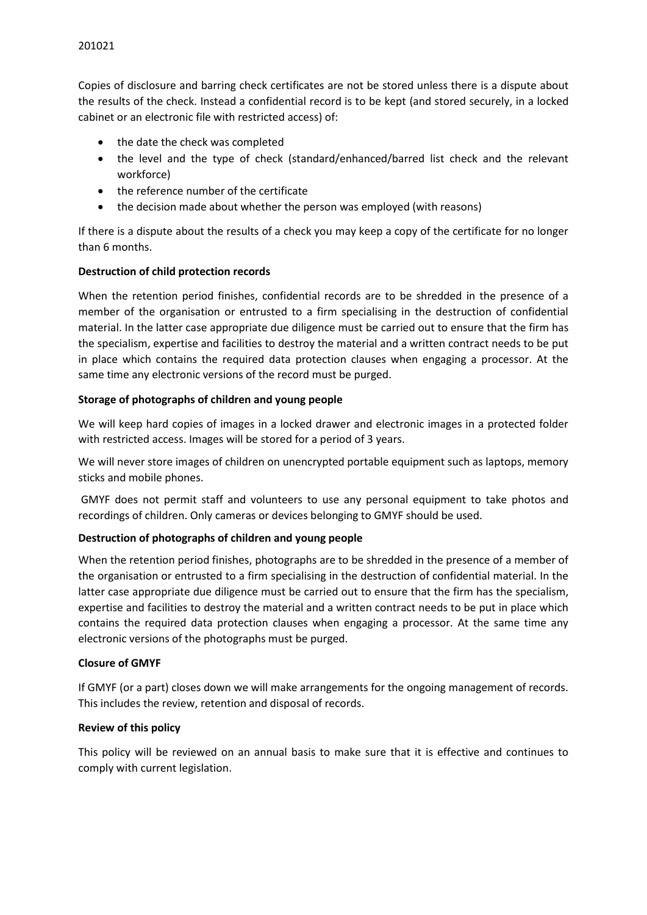Copies of disclosure and barring check certificates are not be stored unless there is a dispute about the results of the check. Instead a confidential record is to be kept (and stored securely, in a locked cabinet or an electronic file with restricted access) of:

- the date the check was completed
- the level and the type of check (standard/enhanced/barred list check and the relevant workforce)
- the reference number of the certificate
- the decision made about whether the person was employed (with reasons)

If there is a dispute about the results of a check you may keep a copy of the certificate for no longer than 6 months.

**Destruction of child protection records**

When the retention period finishes, confidential records are to be shredded in the presence of a member of the organisation or entrusted to a firm specialising in the destruction of confidential material. In the latter case appropriate due diligence must be carried out to ensure that the firm has the specialism, expertise and facilities to destroy the material and a written contract needs to be put in place which contains the required data protection clauses when engaging a processor. At the same time any electronic versions of the record must be purged.

**Storage of photographs of children and young people**

We will keep hard copies of images in a locked drawer and electronic images in a protected folder with restricted access. Images will be stored for a period of 3 years.

We will never store images of children on unencrypted portable equipment such as laptops, memory sticks and mobile phones.

GMYF does not permit staff and volunteers to use any personal equipment to take photos and recordings of children. Only cameras or devices belonging to GMYF should be used.

**Destruction of photographs of children and young people**

When the retention period finishes, photographs are to be shredded in the presence of a member of the organisation or entrusted to a firm specialising in the destruction of confidential material. In the latter case appropriate due diligence must be carried out to ensure that the firm has the specialism, expertise and facilities to destroy the material and a written contract needs to be put in place which contains the required data protection clauses when engaging a processor. At the same time any electronic versions of the photographs must be purged.

**Closure of GMYF**

If GMYF (or a part) closes down we will make arrangements for the ongoing management of records. This includes the review, retention and disposal of records.

**Review of this policy**

This policy will be reviewed on an annual basis to make sure that it is effective and continues to comply with current legislation.